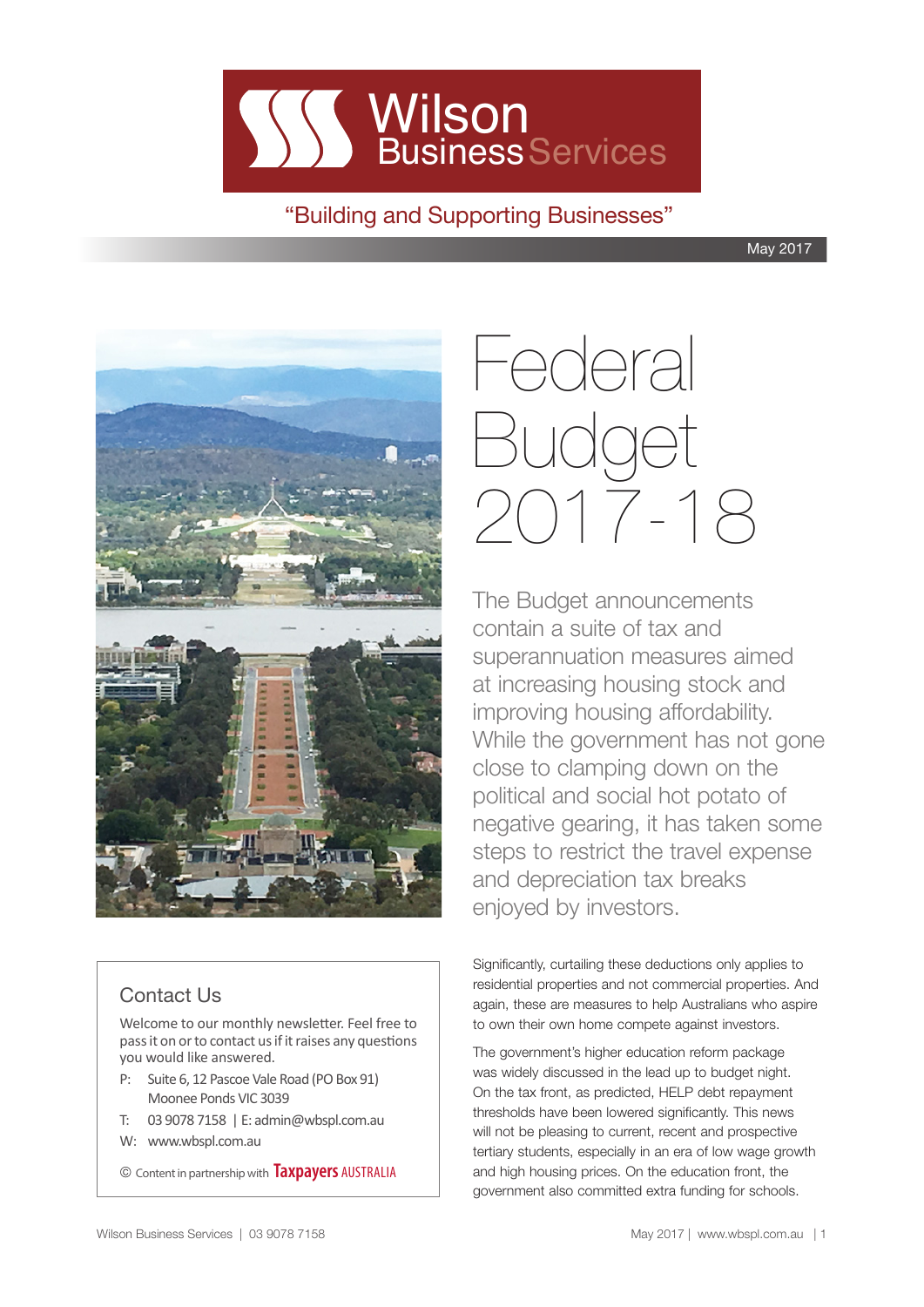# Wilson Business Services

"Building and Supporting Businesses"

May 2017

# Federal Budget 2017-18

The Budget announcements contain a suite of tax and superannuation measures aimed at increasing housing stock and improving housing affordability. While the government has not gone close to clamping down on the political and social hot potato of negative gearing, it has taken some steps to restrict the travel expense and depreciation tax breaks enjoyed by investors.

Significantly, curtailing these deductions only applies to residential properties and not commercial properties. And again, these are measures to help Australians who aspire to own their own home compete against investors.

The government's higher education reform package was widely discussed in the lead up to budget night. On the tax front, as predicted, HELP debt repayment thresholds have been lowered significantly. This news will not be pleasing to current, recent and prospective tertiary students, especially in an era of low wage growth and high housing prices. On the education front, the government also committed extra funding for schools.

## Contact Us

Welcome to our monthly newsletter. Feel free to pass it on or to contact us if it raises any questions you would like answered.

P: Suite 6, 12 Pascoe Vale Road (PO Box 91)
Moonee Ponds VIC 3039

T: 03 9078 7158 | E: admin@wbspl.com.au

W: www.wbspl.com.au

© Content in partnership with Taxpayers AUSTRALIA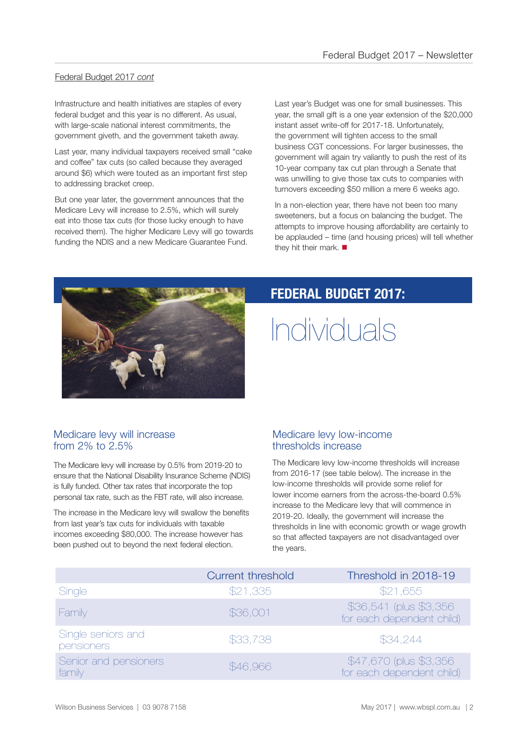Federal Budget 2017 *cont*

Infrastructure and health initiatives are staples of every federal budget and this year is no different. As usual, with large-scale national interest commitments, the government giveth, and the government taketh away.

Last year, many individual taxpayers received small "cake and coffee" tax cuts (so called because they averaged around $6) which were touted as an important first step to addressing bracket creep.

But one year later, the government announces that the Medicare Levy will increase to 2.5%, which will surely eat into those tax cuts (for those lucky enough to have received them). The higher Medicare Levy will go towards funding the NDIS and a new Medicare Guarantee Fund.

Last year's Budget was one for small businesses. This year, the small gift is a one year extension of the $20,000 instant asset write-off for 2017-18. Unfortunately, the government will tighten access to the small business CGT concessions. For larger businesses, the government will again try valiantly to push the rest of its 10-year company tax cut plan through a Senate that was unwilling to give those tax cuts to companies with turnovers exceeding $50 million a mere 6 weeks ago.

In a non-election year, there have not been too many sweeteners, but a focus on balancing the budget. The attempts to improve housing affordability are certainly to be applauded – time (and housing prices) will tell whether they hit their mark. ■

# FEDERAL BUDGET 2017: Individuals

## Medicare levy will increase from 2% to 2.5%

The Medicare levy will increase by 0.5% from 2019-20 to ensure that the National Disability Insurance Scheme (NDIS) is fully funded. Other tax rates that incorporate the top personal tax rate, such as the FBT rate, will also increase.

The increase in the Medicare levy will swallow the benefits from last year's tax cuts for individuals with taxable incomes exceeding $80,000. The increase however has been pushed out to beyond the next federal election.

## Medicare levy low-income thresholds increase

The Medicare levy low-income thresholds will increase from 2016-17 (see table below). The increase in the low-income thresholds will provide some relief for lower income earners from the across-the-board 0.5% increase to the Medicare levy that will commence in 2019-20. Ideally, the government will increase the thresholds in line with economic growth or wage growth so that affected taxpayers are not disadvantaged over the years.

| | Current threshold | Threshold in 2018-19 |
|---|---|---|
| Single | $21,335 | $21,655 |
| Family | $36,001 | $36,541 (plus $3,356 for each dependent child) |
| Single seniors and pensioners | $33,738 | $34,244 |
| Senior and pensioners family | $46,966 | $47,670 (plus $3,356 for each dependent child) |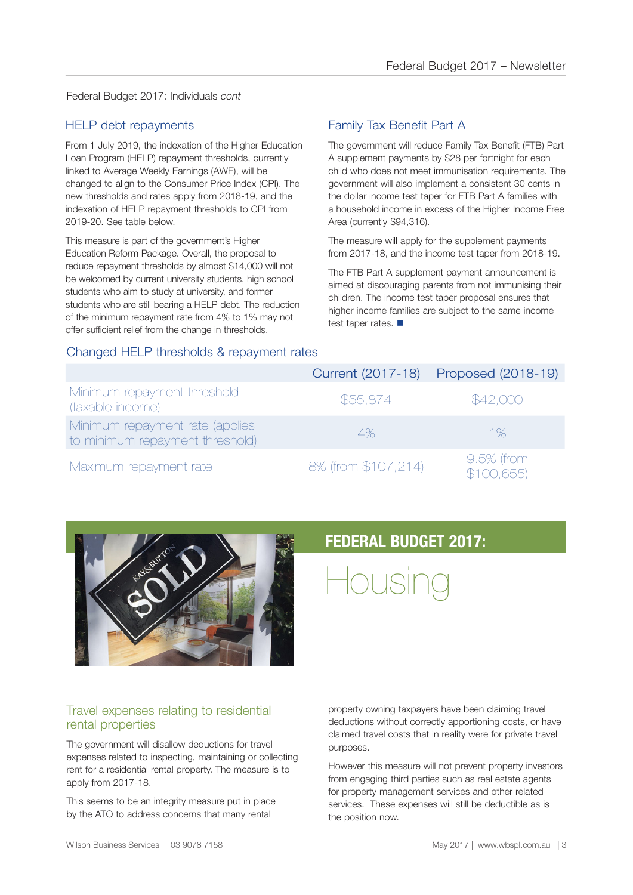Federal Budget 2017: Individuals *cont*

## HELP debt repayments

From 1 July 2019, the indexation of the Higher Education Loan Program (HELP) repayment thresholds, currently linked to Average Weekly Earnings (AWE), will be changed to align to the Consumer Price Index (CPI). The new thresholds and rates apply from 2018-19, and the indexation of HELP repayment thresholds to CPI from 2019-20. See table below.

This measure is part of the government's Higher Education Reform Package. Overall, the proposal to reduce repayment thresholds by almost $14,000 will not be welcomed by current university students, high school students who aim to study at university, and former students who are still bearing a HELP debt. The reduction of the minimum repayment rate from 4% to 1% may not offer sufficient relief from the change in thresholds.

## Family Tax Benefit Part A

The government will reduce Family Tax Benefit (FTB) Part A supplement payments by $28 per fortnight for each child who does not meet immunisation requirements. The government will also implement a consistent 30 cents in the dollar income test taper for FTB Part A families with a household income in excess of the Higher Income Free Area (currently $94,316).

The measure will apply for the supplement payments from 2017-18, and the income test taper from 2018-19.

The FTB Part A supplement payment announcement is aimed at discouraging parents from not immunising their children. The income test taper proposal ensures that higher income families are subject to the same income test taper rates. ■

### Changed HELP thresholds & repayment rates

| | Current (2017-18) | Proposed (2018-19) |
|---|---|---|
| Minimum repayment threshold (taxable income) | $55,874 | $42,000 |
| Minimum repayment rate (applies to minimum repayment threshold) | 4% | 1% |
| Maximum repayment rate | 8% (from $107,214) | 9.5% (from $100,655) |

# FEDERAL BUDGET 2017: Housing

## Travel expenses relating to residential rental properties

The government will disallow deductions for travel expenses related to inspecting, maintaining or collecting rent for a residential rental property. The measure is to apply from 2017-18.

This seems to be an integrity measure put in place by the ATO to address concerns that many rental property owning taxpayers have been claiming travel deductions without correctly apportioning costs, or have claimed travel costs that in reality were for private travel purposes.

However this measure will not prevent property investors from engaging third parties such as real estate agents for property management services and other related services. These expenses will still be deductible as is the position now.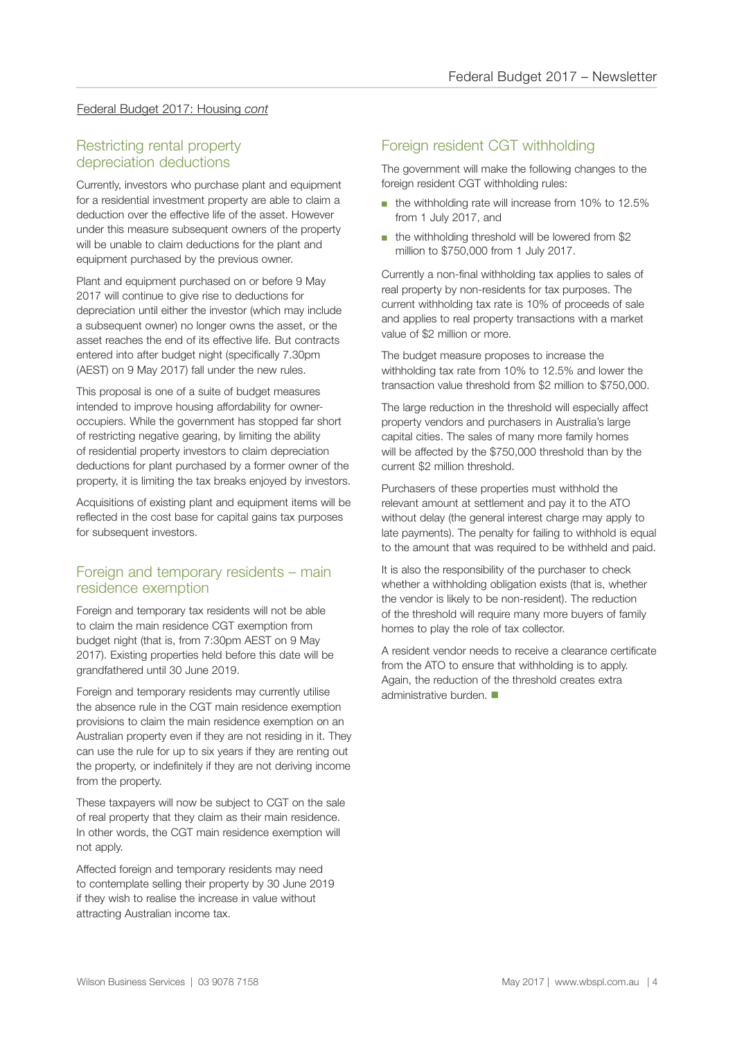Federal Budget 2017: Housing *cont*

## Restricting rental property depreciation deductions

Currently, investors who purchase plant and equipment for a residential investment property are able to claim a deduction over the effective life of the asset. However under this measure subsequent owners of the property will be unable to claim deductions for the plant and equipment purchased by the previous owner.

Plant and equipment purchased on or before 9 May 2017 will continue to give rise to deductions for depreciation until either the investor (which may include a subsequent owner) no longer owns the asset, or the asset reaches the end of its effective life. But contracts entered into after budget night (specifically 7.30pm (AEST) on 9 May 2017) fall under the new rules.

This proposal is one of a suite of budget measures intended to improve housing affordability for owner-occupiers. While the government has stopped far short of restricting negative gearing, by limiting the ability of residential property investors to claim depreciation deductions for plant purchased by a former owner of the property, it is limiting the tax breaks enjoyed by investors.

Acquisitions of existing plant and equipment items will be reflected in the cost base for capital gains tax purposes for subsequent investors.

## Foreign and temporary residents – main residence exemption

Foreign and temporary tax residents will not be able to claim the main residence CGT exemption from budget night (that is, from 7:30pm AEST on 9 May 2017). Existing properties held before this date will be grandfathered until 30 June 2019.

Foreign and temporary residents may currently utilise the absence rule in the CGT main residence exemption provisions to claim the main residence exemption on an Australian property even if they are not residing in it. They can use the rule for up to six years if they are renting out the property, or indefinitely if they are not deriving income from the property.

These taxpayers will now be subject to CGT on the sale of real property that they claim as their main residence. In other words, the CGT main residence exemption will not apply.

Affected foreign and temporary residents may need to contemplate selling their property by 30 June 2019 if they wish to realise the increase in value without attracting Australian income tax.

## Foreign resident CGT withholding

The government will make the following changes to the foreign resident CGT withholding rules:

- the withholding rate will increase from 10% to 12.5% from 1 July 2017, and
- the withholding threshold will be lowered from $2 million to $750,000 from 1 July 2017.

Currently a non-final withholding tax applies to sales of real property by non-residents for tax purposes. The current withholding tax rate is 10% of proceeds of sale and applies to real property transactions with a market value of $2 million or more.

The budget measure proposes to increase the withholding tax rate from 10% to 12.5% and lower the transaction value threshold from $2 million to $750,000.

The large reduction in the threshold will especially affect property vendors and purchasers in Australia's large capital cities. The sales of many more family homes will be affected by the $750,000 threshold than by the current $2 million threshold.

Purchasers of these properties must withhold the relevant amount at settlement and pay it to the ATO without delay (the general interest charge may apply to late payments). The penalty for failing to withhold is equal to the amount that was required to be withheld and paid.

It is also the responsibility of the purchaser to check whether a withholding obligation exists (that is, whether the vendor is likely to be non-resident). The reduction of the threshold will require many more buyers of family homes to play the role of tax collector.

A resident vendor needs to receive a clearance certificate from the ATO to ensure that withholding is to apply. Again, the reduction of the threshold creates extra administrative burden. ■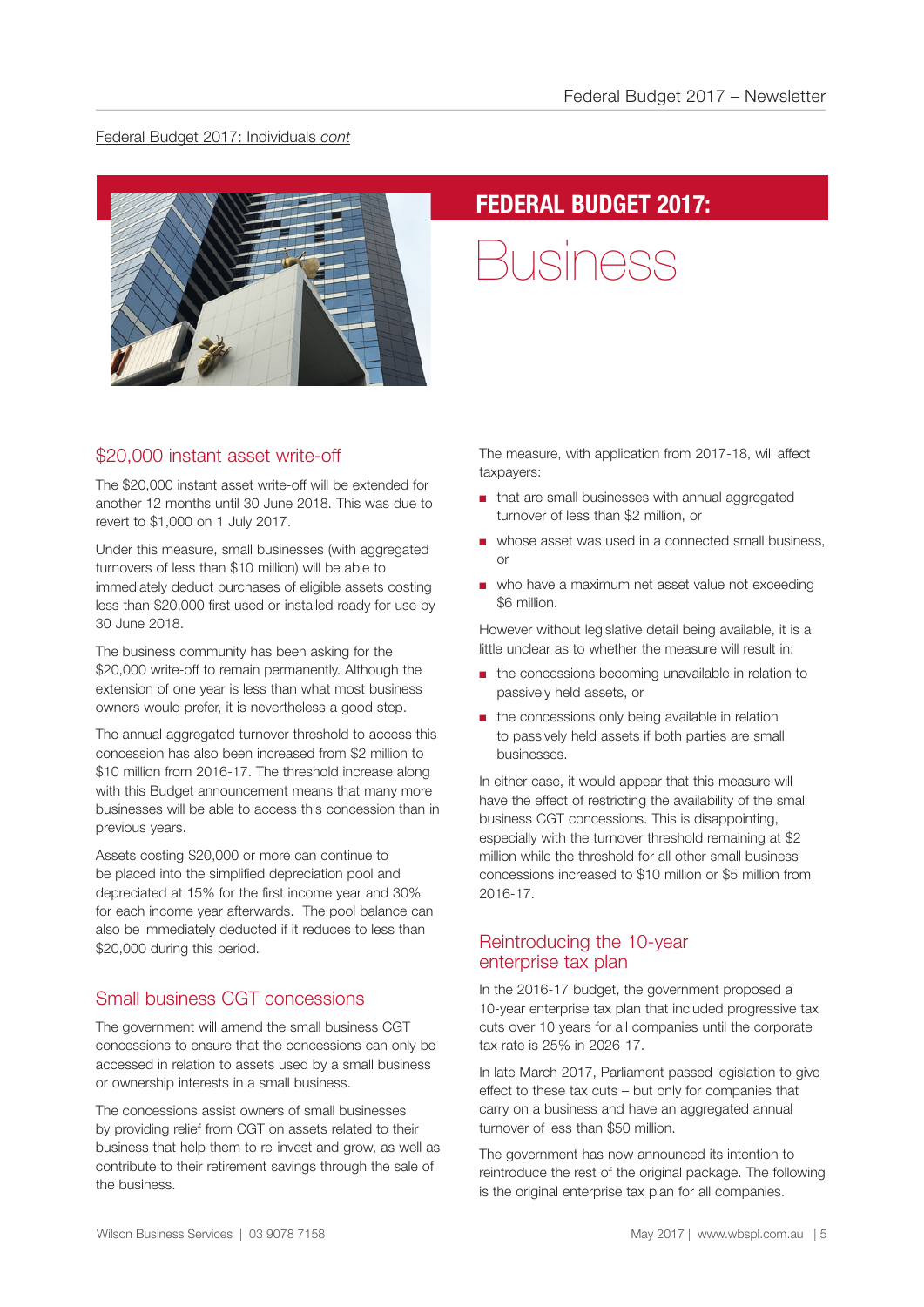Federal Budget 2017: Individuals *cont*

# FEDERAL BUDGET 2017: Business

## $20,000 instant asset write-off

The $20,000 instant asset write-off will be extended for another 12 months until 30 June 2018. This was due to revert to $1,000 on 1 July 2017.

Under this measure, small businesses (with aggregated turnovers of less than $10 million) will be able to immediately deduct purchases of eligible assets costing less than $20,000 first used or installed ready for use by 30 June 2018.

The business community has been asking for the $20,000 write-off to remain permanently. Although the extension of one year is less than what most business owners would prefer, it is nevertheless a good step.

The annual aggregated turnover threshold to access this concession has also been increased from $2 million to $10 million from 2016-17. The threshold increase along with this Budget announcement means that many more businesses will be able to access this concession than in previous years.

Assets costing $20,000 or more can continue to be placed into the simplified depreciation pool and depreciated at 15% for the first income year and 30% for each income year afterwards. The pool balance can also be immediately deducted if it reduces to less than $20,000 during this period.

## Small business CGT concessions

The government will amend the small business CGT concessions to ensure that the concessions can only be accessed in relation to assets used by a small business or ownership interests in a small business.

The concessions assist owners of small businesses by providing relief from CGT on assets related to their business that help them to re-invest and grow, as well as contribute to their retirement savings through the sale of the business.

The measure, with application from 2017-18, will affect taxpayers:

- that are small businesses with annual aggregated turnover of less than $2 million, or
- whose asset was used in a connected small business, or
- who have a maximum net asset value not exceeding $6 million.

However without legislative detail being available, it is a little unclear as to whether the measure will result in:

- the concessions becoming unavailable in relation to passively held assets, or
- the concessions only being available in relation to passively held assets if both parties are small businesses.

In either case, it would appear that this measure will have the effect of restricting the availability of the small business CGT concessions. This is disappointing, especially with the turnover threshold remaining at $2 million while the threshold for all other small business concessions increased to $10 million or $5 million from 2016-17.

## Reintroducing the 10-year enterprise tax plan

In the 2016-17 budget, the government proposed a 10-year enterprise tax plan that included progressive tax cuts over 10 years for all companies until the corporate tax rate is 25% in 2026-17.

In late March 2017, Parliament passed legislation to give effect to these tax cuts – but only for companies that carry on a business and have an aggregated annual turnover of less than $50 million.

The government has now announced its intention to reintroduce the rest of the original package. The following is the original enterprise tax plan for all companies.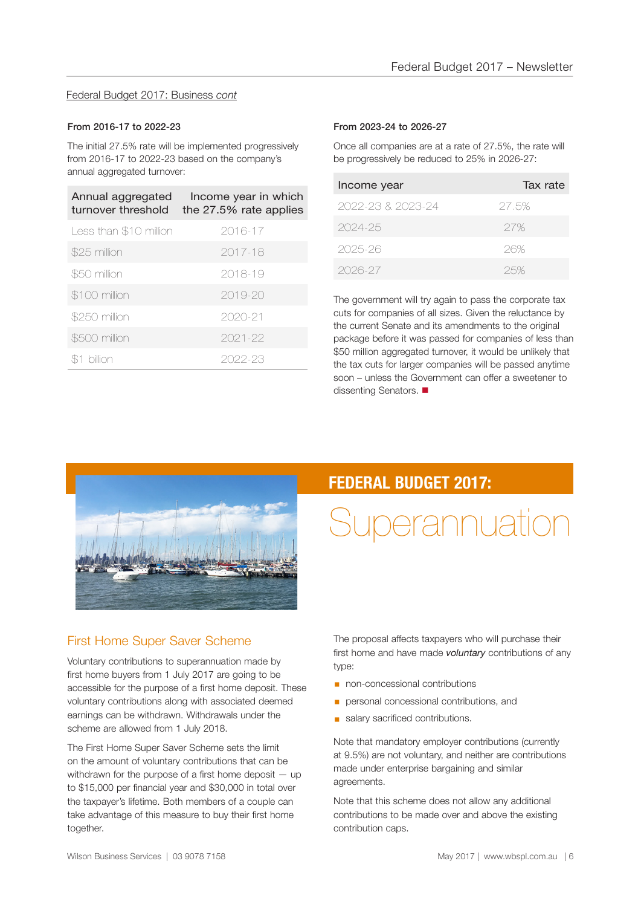Federal Budget 2017: Business *cont*

### From 2016-17 to 2022-23

The initial 27.5% rate will be implemented progressively from 2016-17 to 2022-23 based on the company's annual aggregated turnover:

| Annual aggregated turnover threshold | Income year in which the 27.5% rate applies |
|---|---|
| Less than $10 million | 2016-17 |
| $25 million | 2017-18 |
| $50 million | 2018-19 |
| $100 million | 2019-20 |
| $250 million | 2020-21 |
| $500 million | 2021-22 |
| $1 billion | 2022-23 |

### From 2023-24 to 2026-27

Once all companies are at a rate of 27.5%, the rate will be progressively be reduced to 25% in 2026-27:

| Income year | Tax rate |
|---|---|
| 2022-23 & 2023-24 | 27.5% |
| 2024-25 | 27% |
| 2025-26 | 26% |
| 2026-27 | 25% |

The government will try again to pass the corporate tax cuts for companies of all sizes. Given the reluctance by the current Senate and its amendments to the original package before it was passed for companies of less than $50 million aggregated turnover, it would be unlikely that the tax cuts for larger companies will be passed anytime soon – unless the Government can offer a sweetener to dissenting Senators. ■

# FEDERAL BUDGET 2017: Superannuation

## First Home Super Saver Scheme

Voluntary contributions to superannuation made by first home buyers from 1 July 2017 are going to be accessible for the purpose of a first home deposit. These voluntary contributions along with associated deemed earnings can be withdrawn. Withdrawals under the scheme are allowed from 1 July 2018.

The First Home Super Saver Scheme sets the limit on the amount of voluntary contributions that can be withdrawn for the purpose of a first home deposit — up to $15,000 per financial year and $30,000 in total over the taxpayer's lifetime. Both members of a couple can take advantage of this measure to buy their first home together.

The proposal affects taxpayers who will purchase their first home and have made ***voluntary*** contributions of any type:

- non-concessional contributions
- personal concessional contributions, and
- salary sacrificed contributions.

Note that mandatory employer contributions (currently at 9.5%) are not voluntary, and neither are contributions made under enterprise bargaining and similar agreements.

Note that this scheme does not allow any additional contributions to be made over and above the existing contribution caps.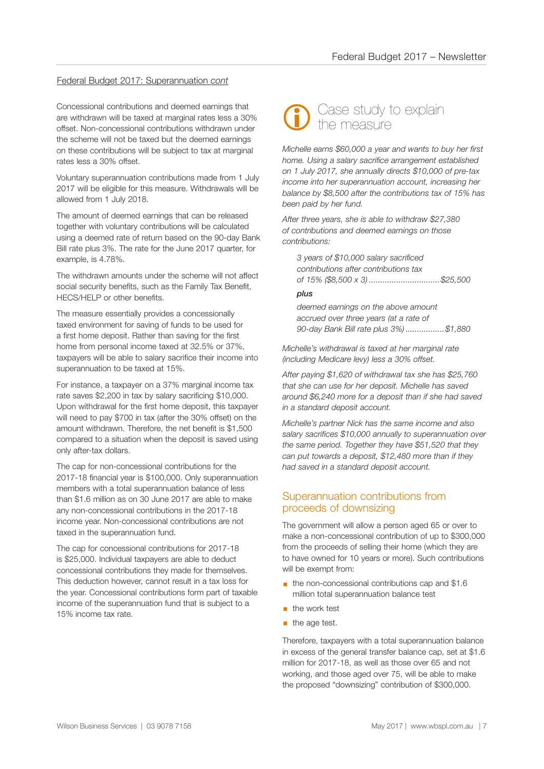Federal Budget 2017: Superannuation *cont*

Concessional contributions and deemed earnings that are withdrawn will be taxed at marginal rates less a 30% offset. Non-concessional contributions withdrawn under the scheme will not be taxed but the deemed earnings on these contributions will be subject to tax at marginal rates less a 30% offset.

Voluntary superannuation contributions made from 1 July 2017 will be eligible for this measure. Withdrawals will be allowed from 1 July 2018.

The amount of deemed earnings that can be released together with voluntary contributions will be calculated using a deemed rate of return based on the 90-day Bank Bill rate plus 3%. The rate for the June 2017 quarter, for example, is 4.78%.

The withdrawn amounts under the scheme will not affect social security benefits, such as the Family Tax Benefit, HECS/HELP or other benefits.

The measure essentially provides a concessionally taxed environment for saving of funds to be used for a first home deposit. Rather than saving for the first home from personal income taxed at 32.5% or 37%, taxpayers will be able to salary sacrifice their income into superannuation to be taxed at 15%.

For instance, a taxpayer on a 37% marginal income tax rate saves $2,200 in tax by salary sacrificing $10,000. Upon withdrawal for the first home deposit, this taxpayer will need to pay $700 in tax (after the 30% offset) on the amount withdrawn. Therefore, the net benefit is $1,500 compared to a situation when the deposit is saved using only after-tax dollars.

The cap for non-concessional contributions for the 2017-18 financial year is $100,000. Only superannuation members with a total superannuation balance of less than $1.6 million as on 30 June 2017 are able to make any non-concessional contributions in the 2017-18 income year. Non-concessional contributions are not taxed in the superannuation fund.

The cap for concessional contributions for 2017-18 is $25,000. Individual taxpayers are able to deduct concessional contributions they made for themselves. This deduction however, cannot result in a tax loss for the year. Concessional contributions form part of taxable income of the superannuation fund that is subject to a 15% income tax rate.

## Case study to explain the measure

*Michelle earns $60,000 a year and wants to buy her first home. Using a salary sacrifice arrangement established on 1 July 2017, she annually directs $10,000 of pre-tax income into her superannuation account, increasing her balance by $8,500 after the contributions tax of 15% has been paid by her fund.*

*After three years, she is able to withdraw $27,380 of contributions and deemed earnings on those contributions:*

> *3 years of $10,000 salary sacrificed contributions after contributions tax of 15% ($8,500 x 3) ..............................$25,500*
>
> ***plus***
>
> *deemed earnings on the above amount accrued over three years (at a rate of 90-day Bank Bill rate plus 3%) .................$1,880*

*Michelle's withdrawal is taxed at her marginal rate (including Medicare levy) less a 30% offset.*

*After paying $1,620 of withdrawal tax she has $25,760 that she can use for her deposit. Michelle has saved around $6,240 more for a deposit than if she had saved in a standard deposit account.*

*Michelle's partner Nick has the same income and also salary sacrifices $10,000 annually to superannuation over the same period. Together they have $51,520 that they can put towards a deposit, $12,480 more than if they had saved in a standard deposit account.*

## Superannuation contributions from proceeds of downsizing

The government will allow a person aged 65 or over to make a non-concessional contribution of up to $300,000 from the proceeds of selling their home (which they are to have owned for 10 years or more). Such contributions will be exempt from:

- the non-concessional contributions cap and $1.6 million total superannuation balance test
- the work test
- the age test.

Therefore, taxpayers with a total superannuation balance in excess of the general transfer balance cap, set at $1.6 million for 2017-18, as well as those over 65 and not working, and those aged over 75, will be able to make the proposed "downsizing" contribution of $300,000.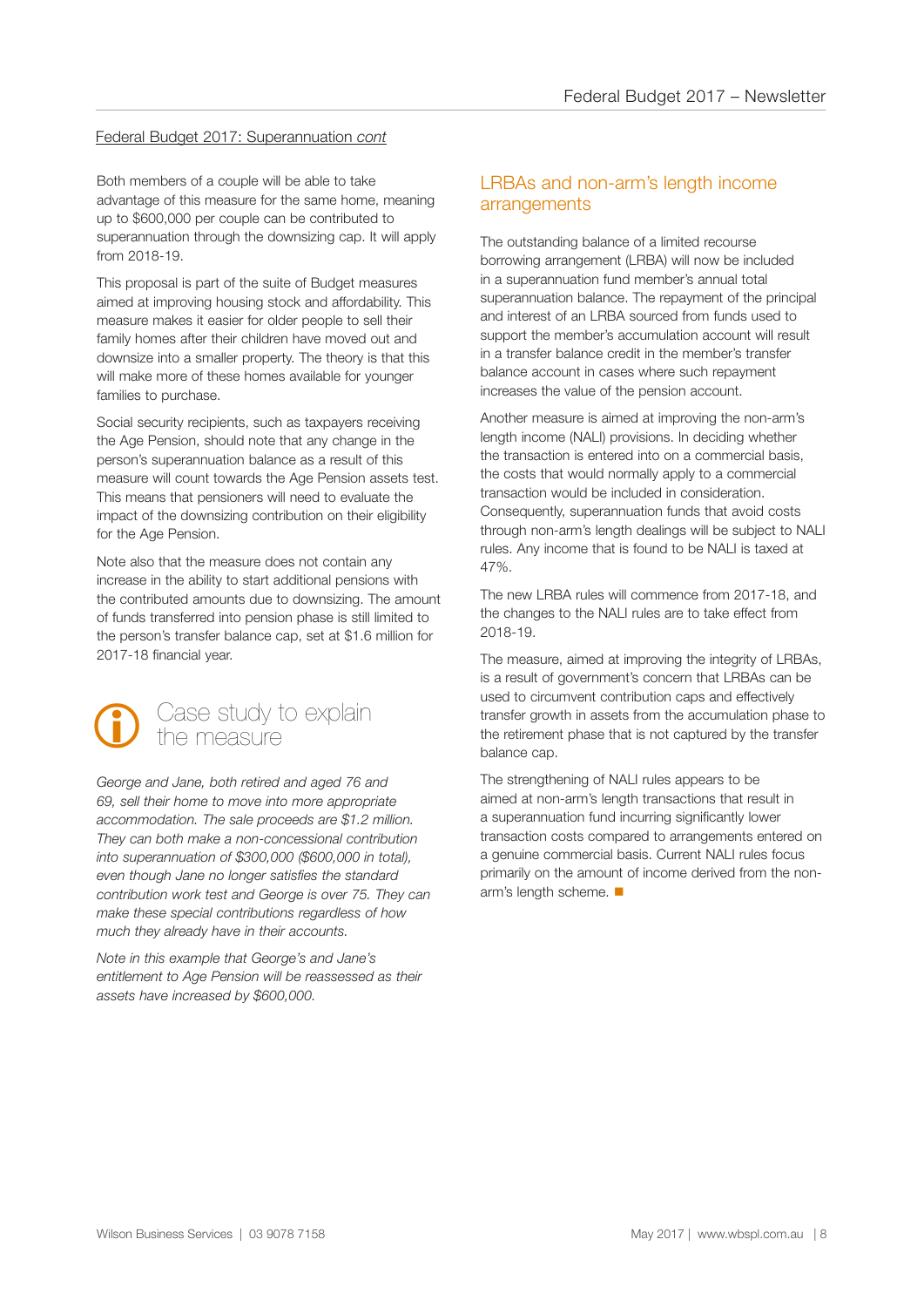Federal Budget 2017: Superannuation *cont*

Both members of a couple will be able to take advantage of this measure for the same home, meaning up to $600,000 per couple can be contributed to superannuation through the downsizing cap. It will apply from 2018-19.

This proposal is part of the suite of Budget measures aimed at improving housing stock and affordability. This measure makes it easier for older people to sell their family homes after their children have moved out and downsize into a smaller property. The theory is that this will make more of these homes available for younger families to purchase.

Social security recipients, such as taxpayers receiving the Age Pension, should note that any change in the person's superannuation balance as a result of this measure will count towards the Age Pension assets test. This means that pensioners will need to evaluate the impact of the downsizing contribution on their eligibility for the Age Pension.

Note also that the measure does not contain any increase in the ability to start additional pensions with the contributed amounts due to downsizing. The amount of funds transferred into pension phase is still limited to the person's transfer balance cap, set at $1.6 million for 2017-18 financial year.

## Case study to explain the measure

*George and Jane, both retired and aged 76 and 69, sell their home to move into more appropriate accommodation. The sale proceeds are $1.2 million. They can both make a non-concessional contribution into superannuation of $300,000 ($600,000 in total), even though Jane no longer satisfies the standard contribution work test and George is over 75. They can make these special contributions regardless of how much they already have in their accounts.*

*Note in this example that George's and Jane's entitlement to Age Pension will be reassessed as their assets have increased by $600,000.*

## LRBAs and non-arm's length income arrangements

The outstanding balance of a limited recourse borrowing arrangement (LRBA) will now be included in a superannuation fund member's annual total superannuation balance. The repayment of the principal and interest of an LRBA sourced from funds used to support the member's accumulation account will result in a transfer balance credit in the member's transfer balance account in cases where such repayment increases the value of the pension account.

Another measure is aimed at improving the non-arm's length income (NALI) provisions. In deciding whether the transaction is entered into on a commercial basis, the costs that would normally apply to a commercial transaction would be included in consideration. Consequently, superannuation funds that avoid costs through non-arm's length dealings will be subject to NALI rules. Any income that is found to be NALI is taxed at 47%.

The new LRBA rules will commence from 2017-18, and the changes to the NALI rules are to take effect from 2018-19.

The measure, aimed at improving the integrity of LRBAs, is a result of government's concern that LRBAs can be used to circumvent contribution caps and effectively transfer growth in assets from the accumulation phase to the retirement phase that is not captured by the transfer balance cap.

The strengthening of NALI rules appears to be aimed at non-arm's length transactions that result in a superannuation fund incurring significantly lower transaction costs compared to arrangements entered on a genuine commercial basis. Current NALI rules focus primarily on the amount of income derived from the non-arm's length scheme. ■